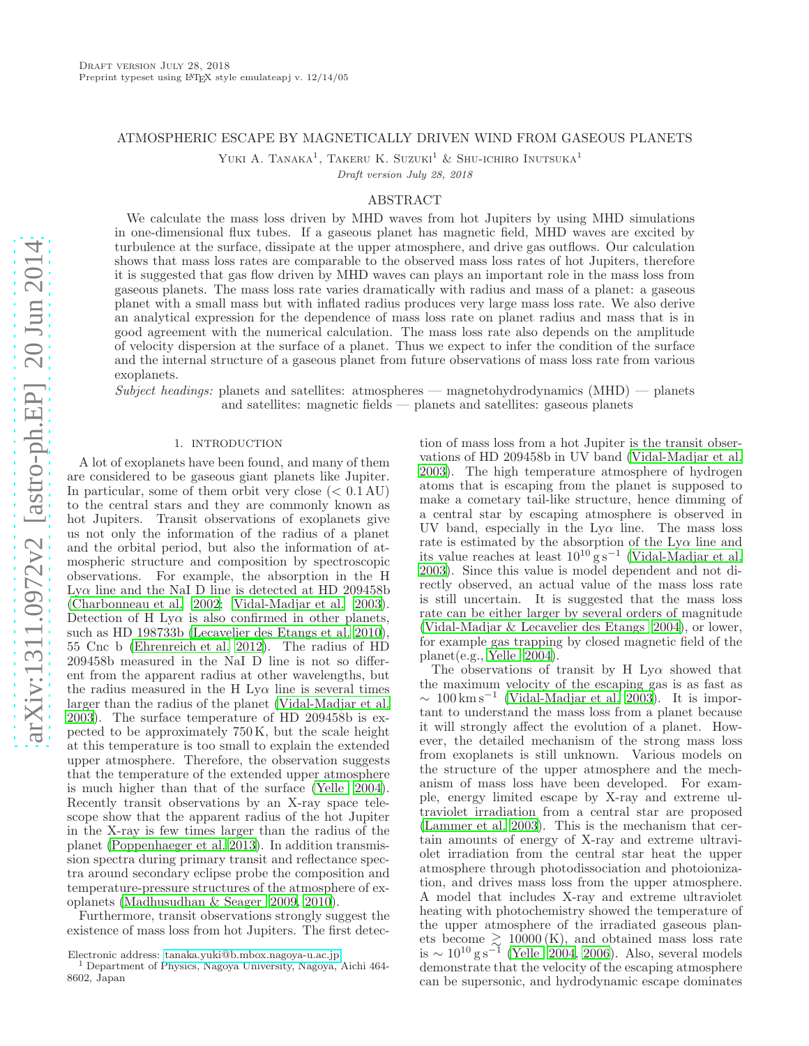# ATMOSPHERIC ESCAPE BY MAGNETICALLY DRIVEN WIND FROM GASEOUS PLANETS

Yuki A. Tanaka[1], Takeru K. Suzuki[1] & Shu-ichiro Inutsuka[1]

*Draft version July 28, 2018*

## ABSTRACT

We calculate the mass loss driven by MHD waves from hot Jupiters by using MHD simulations in one-dimensional flux tubes. If a gaseous planet has magnetic field, MHD waves are excited by turbulence at the surface, dissipate at the upper atmosphere, and drive gas outflows. Our calculation shows that mass loss rates are comparable to the observed mass loss rates of hot Jupiters, therefore it is suggested that gas flow driven by MHD waves can plays an important role in the mass loss from gaseous planets. The mass loss rate varies dramatically with radius and mass of a planet: a gaseous planet with a small mass but with inflated radius produces very large mass loss rate. We also derive an analytical expression for the dependence of mass loss rate on planet radius and mass that is in good agreement with the numerical calculation. The mass loss rate also depends on the amplitude of velocity dispersion at the surface of a planet. Thus we expect to infer the condition of the surface and the internal structure of a gaseous planet from future observations of mass loss rate from various exoplanets.

*Subject headings:* planets and satellites: atmospheres — magnetohydrodynamics (MHD) — planets and satellites: magnetic fields — planets and satellites: gaseous planets

## 1. INTRODUCTION

A lot of exoplanets have been found, and many of them are considered to be gaseous giant planets like Jupiter. In particular, some of them orbit very close ($< 0.1\,\mathrm{AU}$) to the central stars and they are commonly known as hot Jupiters. Transit observations of exoplanets give us not only the information of the radius of a planet and the orbital period, but also the information of atmospheric structure and composition by spectroscopic observations. For example, the absorption in the H Ly$\alpha$ line and the NaI D line is detected at HD 209458b (Charbonneau et al. 2002; Vidal-Madjar et al. 2003). Detection of H Ly$\alpha$ is also confirmed in other planets, such as HD 198733b (Lecavelier des Etangs et al. 2010), 55 Cnc b (Ehrenreich et al. 2012). The radius of HD 209458b measured in the NaI D line is not so different from the apparent radius at other wavelengths, but the radius measured in the H Ly$\alpha$ line is several times larger than the radius of the planet (Vidal-Madjar et al. 2003). The surface temperature of HD 209458b is expected to be approximately 750 K, but the scale height at this temperature is too small to explain the extended upper atmosphere. Therefore, the observation suggests that the temperature of the extended upper atmosphere is much higher than that of the surface (Yelle 2004). Recently transit observations by an X-ray space telescope show that the apparent radius of the hot Jupiter in the X-ray is few times larger than the radius of the planet (Poppenhaeger et al. 2013). In addition transmission spectra during primary transit and reflectance spectra around secondary eclipse probe the composition and temperature-pressure structures of the atmosphere of exoplanets (Madhusudhan & Seager 2009, 2010).

Furthermore, transit observations strongly suggest the existence of mass loss from hot Jupiters. The first detection of mass loss from a hot Jupiter is the transit observations of HD 209458b in UV band (Vidal-Madjar et al. 2003). The high temperature atmosphere of hydrogen atoms that is escaping from the planet is supposed to make a cometary tail-like structure, hence dimming of a central star by escaping atmosphere is observed in UV band, especially in the Ly$\alpha$ line. The mass loss rate is estimated by the absorption of the Ly$\alpha$ line and its value reaches at least $10^{10}\,\mathrm{g\,s^{-1}}$ (Vidal-Madjar et al. 2003). Since this value is model dependent and not directly observed, an actual value of the mass loss rate is still uncertain. It is suggested that the mass loss rate can be either larger by several orders of magnitude (Vidal-Madjar & Lecavelier des Etangs 2004), or lower, for example gas trapping by closed magnetic field of the planet(e.g., Yelle 2004).

The observations of transit by H Ly$\alpha$ showed that the maximum velocity of the escaping gas is as fast as $\sim 100\,\mathrm{km\,s^{-1}}$ (Vidal-Madjar et al. 2003). It is important to understand the mass loss from a planet because it will strongly affect the evolution of a planet. However, the detailed mechanism of the strong mass loss from exoplanets is still unknown. Various models on the structure of the upper atmosphere and the mechanism of mass loss have been developed. For example, energy limited escape by X-ray and extreme ultraviolet irradiation from a central star are proposed (Lammer et al. 2003). This is the mechanism that certain amounts of energy of X-ray and extreme ultraviolet irradiation from the central star heat the upper atmosphere through photodissociation and photoionization, and drives mass loss from the upper atmosphere. A model that includes X-ray and extreme ultraviolet heating with photochemistry showed the temperature of the upper atmosphere of the irradiated gaseous planets become $\gtrsim 10000\,(\mathrm{K})$, and obtained mass loss rate is $\sim 10^{10}\,\mathrm{g\,s^{-1}}$ (Yelle 2004, 2006). Also, several models demonstrate that the velocity of the escaping atmosphere can be supersonic, and hydrodynamic escape dominates

Electronic address: tanaka.yuki@b.mbox.nagoya-u.ac.jp
[1] Department of Physics, Nagoya University, Nagoya, Aichi 464-8602, Japan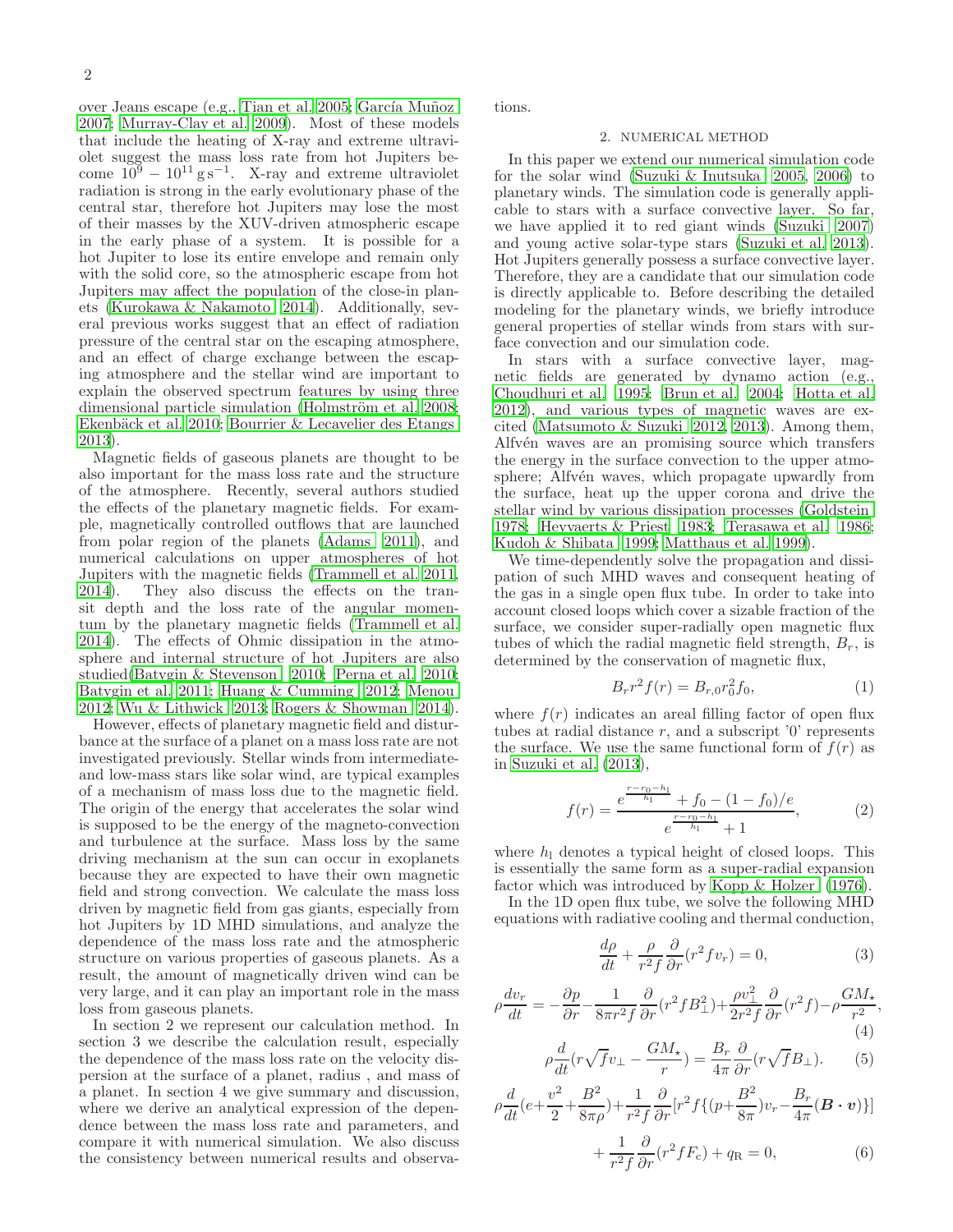over Jeans escape (e.g., Tian et al. 2005; García Muñoz 2007; Murray-Clay et al. 2009). Most of these models that include the heating of X-ray and extreme ultraviolet suggest the mass loss rate from hot Jupiters become $10^9 - 10^{11}\,\mathrm{g\,s^{-1}}$. X-ray and extreme ultraviolet radiation is strong in the early evolutionary phase of the central star, therefore hot Jupiters may lose the most of their masses by the XUV-driven atmospheric escape in the early phase of a system. It is possible for a hot Jupiter to lose its entire envelope and remain only with the solid core, so the atmospheric escape from hot Jupiters may affect the population of the close-in planets (Kurokawa & Nakamoto 2014). Additionally, several previous works suggest that an effect of radiation pressure of the central star on the escaping atmosphere, and an effect of charge exchange between the escaping atmosphere and the stellar wind are important to explain the observed spectrum features by using three dimensional particle simulation (Holmström et al. 2008; Ekenbäck et al. 2010; Bourrier & Lecavelier des Etangs 2013).

Magnetic fields of gaseous planets are thought to be also important for the mass loss rate and the structure of the atmosphere. Recently, several authors studied the effects of the planetary magnetic fields. For example, magnetically controlled outflows that are launched from polar region of the planets (Adams 2011), and numerical calculations on upper atmospheres of hot Jupiters with the magnetic fields (Trammell et al. 2011, 2014). They also discuss the effects on the transit depth and the loss rate of the angular momentum by the planetary magnetic fields (Trammell et al. 2014). The effects of Ohmic dissipation in the atmosphere and internal structure of hot Jupiters are also studied(Batygin & Stevenson 2010; Perna et al. 2010; Batygin et al. 2011; Huang & Cumming 2012; Menou 2012; Wu & Lithwick 2013; Rogers & Showman 2014).

However, effects of planetary magnetic field and disturbance at the surface of a planet on a mass loss rate are not investigated previously. Stellar winds from intermediate- and low-mass stars like solar wind, are typical examples of a mechanism of mass loss due to the magnetic field. The origin of the energy that accelerates the solar wind is supposed to be the energy of the magneto-convection and turbulence at the surface. Mass loss by the same driving mechanism at the sun can occur in exoplanets because they are expected to have their own magnetic field and strong convection. We calculate the mass loss driven by magnetic field from gas giants, especially from hot Jupiters by 1D MHD simulations, and analyze the dependence of the mass loss rate and the atmospheric structure on various properties of gaseous planets. As a result, the amount of magnetically driven wind can be very large, and it can play an important role in the mass loss from gaseous planets.

In section 2 we represent our calculation method. In section 3 we describe the calculation result, especially the dependence of the mass loss rate on the velocity dispersion at the surface of a planet, radius , and mass of a planet. In section 4 we give summary and discussion, where we derive an analytical expression of the dependence between the mass loss rate and parameters, and compare it with numerical simulation. We also discuss the consistency between numerical results and observations.

## 2. NUMERICAL METHOD

In this paper we extend our numerical simulation code for the solar wind (Suzuki & Inutsuka 2005, 2006) to planetary winds. The simulation code is generally applicable to stars with a surface convective layer. So far, we have applied it to red giant winds (Suzuki 2007) and young active solar-type stars (Suzuki et al. 2013). Hot Jupiters generally possess a surface convective layer. Therefore, they are a candidate that our simulation code is directly applicable to. Before describing the detailed modeling for the planetary winds, we briefly introduce general properties of stellar winds from stars with surface convection and our simulation code.

In stars with a surface convective layer, magnetic fields are generated by dynamo action (e.g., Choudhuri et al. 1995; Brun et al. 2004; Hotta et al. 2012), and various types of magnetic waves are excited (Matsumoto & Suzuki 2012, 2013). Among them, Alfvén waves are an promising source which transfers the energy in the surface convection to the upper atmosphere; Alfvén waves, which propagate upwardly from the surface, heat up the upper corona and drive the stellar wind by various dissipation processes (Goldstein 1978; Heyvaerts & Priest 1983; Terasawa et al. 1986; Kudoh & Shibata 1999; Matthaus et al. 1999).

We time-dependently solve the propagation and dissipation of such MHD waves and consequent heating of the gas in a single open flux tube. In order to take into account closed loops which cover a sizable fraction of the surface, we consider super-radially open magnetic flux tubes of which the radial magnetic field strength, $B_r$, is determined by the conservation of magnetic flux,

$$B_r r^2 f(r) = B_{r,0} r_0^2 f_0, \tag{1}$$

where $f(r)$ indicates an areal filling factor of open flux tubes at radial distance $r$, and a subscript '0' represents the surface. We use the same functional form of $f(r)$ as in Suzuki et al. (2013),

$$f(r) = \frac{e^{\frac{r-r_0-h_1}{h_1}} + f_0 - (1-f_0)/e}{e^{\frac{r-r_0-h_1}{h_1}} + 1}, \tag{2}$$

where $h_1$ denotes a typical height of closed loops. This is essentially the same form as a super-radial expansion factor which was introduced by Kopp & Holzer (1976).

In the 1D open flux tube, we solve the following MHD equations with radiative cooling and thermal conduction,

$$\frac{d\rho}{dt} + \frac{\rho}{r^2 f}\frac{\partial}{\partial r}(r^2 f v_r) = 0, \tag{3}$$

$$\rho\frac{dv_r}{dt} = -\frac{\partial p}{\partial r} - \frac{1}{8\pi r^2 f}\frac{\partial}{\partial r}(r^2 f B_\perp^2) + \frac{\rho v_\perp^2}{2r^2 f}\frac{\partial}{\partial r}(r^2 f) - \rho\frac{GM_\star}{r^2}, \tag{4}$$

$$\rho\frac{d}{dt}(r\sqrt{f}v_\perp - \frac{GM_\star}{r}) = \frac{B_r}{4\pi}\frac{\partial}{\partial r}(r\sqrt{f}B_\perp). \tag{5}$$

$$\rho\frac{d}{dt}(e + \frac{v^2}{2} + \frac{B^2}{8\pi\rho}) + \frac{1}{r^2 f}\frac{\partial}{\partial r}[r^2 f\{(p + \frac{B^2}{8\pi})v_r - \frac{B_r}{4\pi}(\boldsymbol{B}\cdot\boldsymbol{v})\}] + \frac{1}{r^2 f}\frac{\partial}{\partial r}(r^2 f F_c) + q_R = 0, \tag{6}$$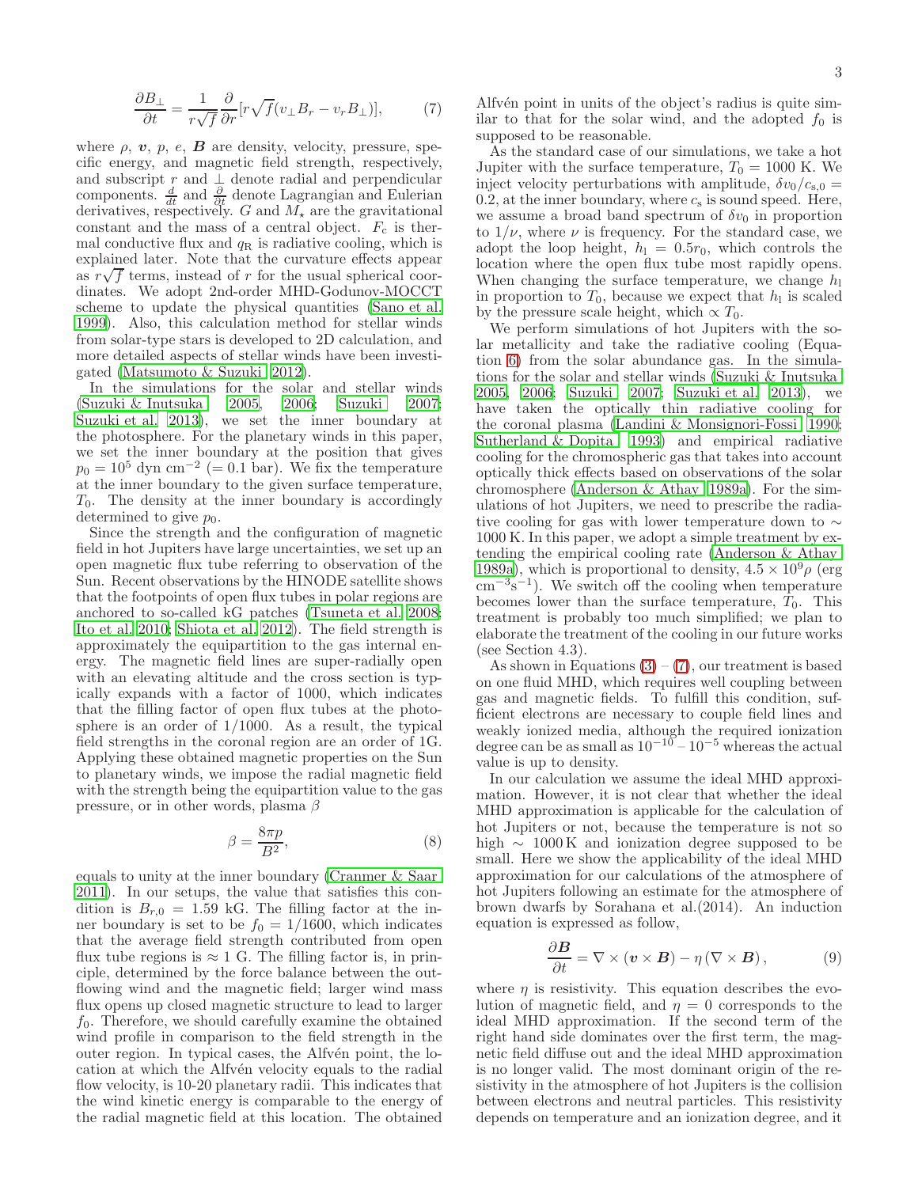$$\frac{\partial B_\perp}{\partial t} = \frac{1}{r\sqrt{f}}\frac{\partial}{\partial r}[r\sqrt{f}(v_\perp B_r - v_r B_\perp)], \tag{7}$$

where $\rho$, $\boldsymbol{v}$, $p$, $e$, $\boldsymbol{B}$ are density, velocity, pressure, specific energy, and magnetic field strength, respectively, and subscript $r$ and $\perp$ denote radial and perpendicular components. $\frac{d}{dt}$ and $\frac{\partial}{\partial t}$ denote Lagrangian and Eulerian derivatives, respectively. $G$ and $M_\star$ are the gravitational constant and the mass of a central object. $F_{\rm c}$ is thermal conductive flux and $q_{\rm R}$ is radiative cooling, which is explained later. Note that the curvature effects appear as $r\sqrt{f}$ terms, instead of $r$ for the usual spherical coordinates. We adopt 2nd-order MHD-Godunov-MOCCT scheme to update the physical quantities (Sano et al. 1999). Also, this calculation method for stellar winds from solar-type stars is developed to 2D calculation, and more detailed aspects of stellar winds have been investigated (Matsumoto & Suzuki 2012).

In the simulations for the solar and stellar winds (Suzuki & Inutsuka 2005, 2006; Suzuki 2007; Suzuki et al. 2013), we set the inner boundary at the photosphere. For the planetary winds in this paper, we set the inner boundary at the position that gives $p_0 = 10^5$ dyn cm$^{-2}$ ($= 0.1$ bar). We fix the temperature at the inner boundary to the given surface temperature, $T_0$. The density at the inner boundary is accordingly determined to give $p_0$.

Since the strength and the configuration of magnetic field in hot Jupiters have large uncertainties, we set up an open magnetic flux tube referring to observation of the Sun. Recent observations by the HINODE satellite shows that the footpoints of open flux tubes in polar regions are anchored to so-called kG patches (Tsuneta et al. 2008; Ito et al. 2010; Shiota et al. 2012). The field strength is approximately the equipartition to the gas internal energy. The magnetic field lines are super-radially open with an elevating altitude and the cross section is typically expands with a factor of 1000, which indicates that the filling factor of open flux tubes at the photosphere is an order of 1/1000. As a result, the typical field strengths in the coronal region are an order of 1G. Applying these obtained magnetic properties on the Sun to planetary winds, we impose the radial magnetic field with the strength being the equipartition value to the gas pressure, or in other words, plasma $\beta$

$$\beta = \frac{8\pi p}{B^2}, \tag{8}$$

equals to unity at the inner boundary (Cranmer & Saar 2011). In our setups, the value that satisfies this condition is $B_{r,0} = 1.59$ kG. The filling factor at the inner boundary is set to be $f_0 = 1/1600$, which indicates that the average field strength contributed from open flux tube regions is $\approx 1$ G. The filling factor is, in principle, determined by the force balance between the outflowing wind and the magnetic field; larger wind mass flux opens up closed magnetic structure to lead to larger $f_0$. Therefore, we should carefully examine the obtained wind profile in comparison to the field strength in the outer region. In typical cases, the Alfvén point, the location at which the Alfvén velocity equals to the radial flow velocity, is 10-20 planetary radii. This indicates that the wind kinetic energy is comparable to the energy of the radial magnetic field at this location. The obtained Alfvén point in units of the object's radius is quite similar to that for the solar wind, and the adopted $f_0$ is supposed to be reasonable.

As the standard case of our simulations, we take a hot Jupiter with the surface temperature, $T_0 = 1000$ K. We inject velocity perturbations with amplitude, $\delta v_0/c_{\rm s,0} = 0.2$, at the inner boundary, where $c_{\rm s}$ is sound speed. Here, we assume a broad band spectrum of $\delta v_0$ in proportion to $1/\nu$, where $\nu$ is frequency. For the standard case, we adopt the loop height, $h_{\rm l} = 0.5 r_0$, which controls the location where the open flux tube most rapidly opens. When changing the surface temperature, we change $h_{\rm l}$ in proportion to $T_0$, because we expect that $h_{\rm l}$ is scaled by the pressure scale height, which $\propto T_0$.

We perform simulations of hot Jupiters with the solar metallicity and take the radiative cooling (Equation 6) from the solar abundance gas. In the simulations for the solar and stellar winds (Suzuki & Inutsuka 2005, 2006; Suzuki 2007; Suzuki et al. 2013), we have taken the optically thin radiative cooling for the coronal plasma (Landini & Monsignori-Fossi 1990; Sutherland & Dopita 1993) and empirical radiative cooling for the chromospheric gas that takes into account optically thick effects based on observations of the solar chromosphere (Anderson & Athay 1989a). For the simulations of hot Jupiters, we need to prescribe the radiative cooling for gas with lower temperature down to $\sim 1000$ K. In this paper, we adopt a simple treatment by extending the empirical cooling rate (Anderson & Athay 1989a), which is proportional to density, $4.5 \times 10^9 \rho$ (erg cm$^{-3}$s$^{-1}$). We switch off the cooling when temperature becomes lower than the surface temperature, $T_0$. This treatment is probably too much simplified; we plan to elaborate the treatment of the cooling in our future works (see Section 4.3).

As shown in Equations (3) – (7), our treatment is based on one fluid MHD, which requires well coupling between gas and magnetic fields. To fulfill this condition, sufficient electrons are necessary to couple field lines and weakly ionized media, although the required ionization degree can be as small as $10^{-10} - 10^{-5}$ whereas the actual value is up to density.

In our calculation we assume the ideal MHD approximation. However, it is not clear that whether the ideal MHD approximation is applicable for the calculation of hot Jupiters or not, because the temperature is not so high $\sim 1000$ K and ionization degree supposed to be small. Here we show the applicability of the ideal MHD approximation for our calculations of the atmosphere of hot Jupiters following an estimate for the atmosphere of brown dwarfs by Sorahana et al.(2014). An induction equation is expressed as follow,

$$\frac{\partial \boldsymbol{B}}{\partial t} = \nabla \times (\boldsymbol{v} \times \boldsymbol{B}) - \eta\,(\nabla \times \boldsymbol{B}), \tag{9}$$

where $\eta$ is resistivity. This equation describes the evolution of magnetic field, and $\eta = 0$ corresponds to the ideal MHD approximation. If the second term of the right hand side dominates over the first term, the magnetic field diffuse out and the ideal MHD approximation is no longer valid. The most dominant origin of the resistivity in the atmosphere of hot Jupiters is the collision between electrons and neutral particles. This resistivity depends on temperature and an ionization degree, and it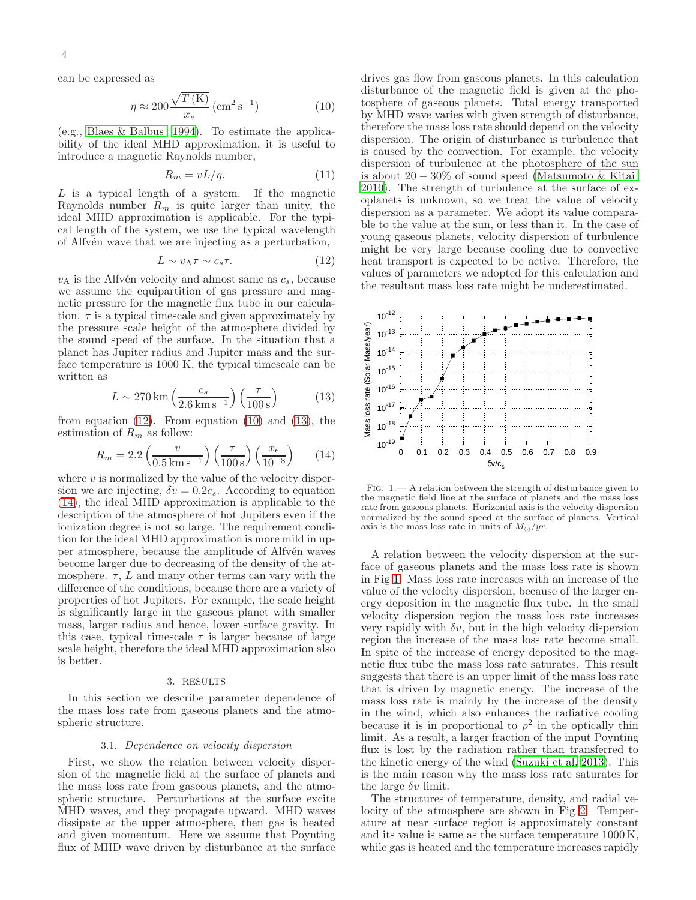can be expressed as

$$\eta \approx 200 \frac{\sqrt{T\,(\mathrm{K})}}{x_e}\,(\mathrm{cm^2\,s^{-1}}) \tag{10}$$

(e.g., Blaes & Balbus 1994). To estimate the applicability of the ideal MHD approximation, it is useful to introduce a magnetic Raynolds number,

$$R_m = vL/\eta. \tag{11}$$

$L$ is a typical length of a system. If the magnetic Raynolds number $R_m$ is quite larger than unity, the ideal MHD approximation is applicable. For the typical length of the system, we use the typical wavelength of Alfvén wave that we are injecting as a perturbation,

$$L \sim v_\mathrm{A}\tau \sim c_s\tau. \tag{12}$$

$v_\mathrm{A}$ is the Alfvén velocity and almost same as $c_s$, because we assume the equipartition of gas pressure and magnetic pressure for the magnetic flux tube in our calculation. $\tau$ is a typical timescale and given approximately by the pressure scale height of the atmosphere divided by the sound speed of the surface. In the situation that a planet has Jupiter radius and Jupiter mass and the surface temperature is 1000 K, the typical timescale can be written as

$$L \sim 270\,\mathrm{km}\left(\frac{c_s}{2.6\,\mathrm{km\,s^{-1}}}\right)\left(\frac{\tau}{100\,\mathrm{s}}\right) \tag{13}$$

from equation (12). From equation (10) and (13), the estimation of $R_m$ as follow:

$$R_m = 2.2\left(\frac{v}{0.5\,\mathrm{km\,s^{-1}}}\right)\left(\frac{\tau}{100\,\mathrm{s}}\right)\left(\frac{x_e}{10^{-8}}\right) \tag{14}$$

where $v$ is normalized by the value of the velocity dispersion we are injecting, $\delta v = 0.2c_s$. According to equation (14), the ideal MHD approximation is applicable to the description of the atmosphere of hot Jupiters even if the ionization degree is not so large. The requirement condition for the ideal MHD approximation is more mild in upper atmosphere, because the amplitude of Alfvén waves become larger due to decreasing of the density of the atmosphere. $\tau$, $L$ and many other terms can vary with the difference of the conditions, because there are a variety of properties of hot Jupiters. For example, the scale height is significantly large in the gaseous planet with smaller mass, larger radius and hence, lower surface gravity. In this case, typical timescale $\tau$ is larger because of large scale height, therefore the ideal MHD approximation also is better.

## 3. RESULTS

In this section we describe parameter dependence of the mass loss rate from gaseous planets and the atmospheric structure.

### 3.1. *Dependence on velocity dispersion*

First, we show the relation between velocity dispersion of the magnetic field at the surface of planets and the mass loss rate from gaseous planets, and the atmospheric structure. Perturbations at the surface excite MHD waves, and they propagate upward. MHD waves dissipate at the upper atmosphere, then gas is heated and given momentum. Here we assume that Poynting flux of MHD wave driven by disturbance at the surface drives gas flow from gaseous planets. In this calculation disturbance of the magnetic field is given at the photosphere of gaseous planets. Total energy transported by MHD wave varies with given strength of disturbance, therefore the mass loss rate should depend on the velocity dispersion. The origin of disturbance is turbulence that is caused by the convection. For example, the velocity dispersion of turbulence at the photosphere of the sun is about $20-30\%$ of sound speed (Matsumoto & Kitai 2010). The strength of turbulence at the surface of exoplanets is unknown, so we treat the value of velocity dispersion as a parameter. We adopt its value comparable to the value at the sun, or less than it. In the case of young gaseous planets, velocity dispersion of turbulence might be very large because cooling due to convective heat transport is expected to be active. Therefore, the values of parameters we adopted for this calculation and the resultant mass loss rate might be underestimated.

FIG. 1.— A relation between the strength of disturbance given to the magnetic field line at the surface of planets and the mass loss rate from gaseous planets. Horizontal axis is the velocity dispersion normalized by the sound speed at the surface of planets. Vertical axis is the mass loss rate in units of $M_\odot/yr$.

A relation between the velocity dispersion at the surface of gaseous planets and the mass loss rate is shown in Fig 1. Mass loss rate increases with an increase of the value of the velocity dispersion, because of the larger energy deposition in the magnetic flux tube. In the small velocity dispersion region the mass loss rate increases very rapidly with $\delta v$, but in the high velocity dispersion region the increase of the mass loss rate become small. In spite of the increase of energy deposited to the magnetic flux tube the mass loss rate saturates. This result suggests that there is an upper limit of the mass loss rate that is driven by magnetic energy. The increase of the mass loss rate is mainly by the increase of the density in the wind, which also enhances the radiative cooling because it is in proportional to $\rho^2$ in the optically thin limit. As a result, a larger fraction of the input Poynting flux is lost by the radiation rather than transferred to the kinetic energy of the wind (Suzuki et al. 2013). This is the main reason why the mass loss rate saturates for the large $\delta v$ limit.

The structures of temperature, density, and radial velocity of the atmosphere are shown in Fig 2. Temperature at near surface region is approximately constant and its value is same as the surface temperature 1000 K, while gas is heated and the temperature increases rapidly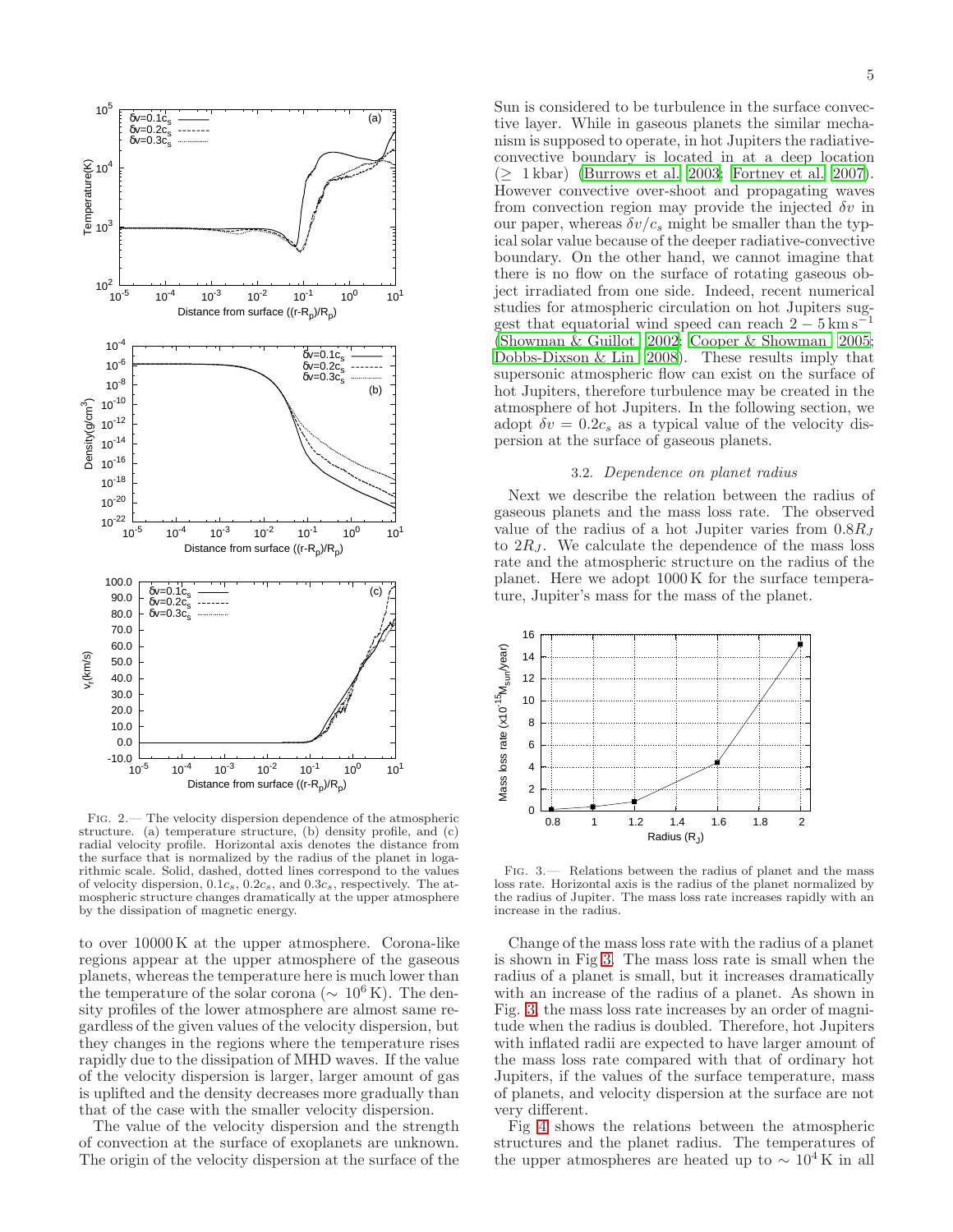FIG. 2.— The velocity dispersion dependence of the atmospheric structure. (a) temperature structure, (b) density profile, and (c) radial velocity profile. Horizontal axis denotes the distance from the surface that is normalized by the radius of the planet in logarithmic scale. Solid, dashed, dotted lines correspond to the values of velocity dispersion, $0.1c_s$, $0.2c_s$, and $0.3c_s$, respectively. The atmospheric structure changes dramatically at the upper atmosphere by the dissipation of magnetic energy.

to over 10000 K at the upper atmosphere. Corona-like regions appear at the upper atmosphere of the gaseous planets, whereas the temperature here is much lower than the temperature of the solar corona ($\sim 10^6$ K). The density profiles of the lower atmosphere are almost same regardless of the given values of the velocity dispersion, but they changes in the regions where the temperature rises rapidly due to the dissipation of MHD waves. If the value of the velocity dispersion is larger, larger amount of gas is uplifted and the density decreases more gradually than that of the case with the smaller velocity dispersion.

The value of the velocity dispersion and the strength of convection at the surface of exoplanets are unknown. The origin of the velocity dispersion at the surface of the Sun is considered to be turbulence in the surface convective layer. While in gaseous planets the similar mechanism is supposed to operate, in hot Jupiters the radiative-convective boundary is located in at a deep location ($\geq$ 1 kbar) (Burrows et al. 2003; Fortney et al. 2007). However convective over-shoot and propagating waves from convection region may provide the injected $\delta v$ in our paper, whereas $\delta v/c_s$ might be smaller than the typical solar value because of the deeper radiative-convective boundary. On the other hand, we cannot imagine that there is no flow on the surface of rotating gaseous object irradiated from one side. Indeed, recent numerical studies for atmospheric circulation on hot Jupiters suggest that equatorial wind speed can reach $2-5\,\mathrm{km\,s^{-1}}$ (Showman & Guillot 2002; Cooper & Showman 2005; Dobbs-Dixson & Lin 2008). These results imply that supersonic atmospheric flow can exist on the surface of hot Jupiters, therefore turbulence may be created in the atmosphere of hot Jupiters. In the following section, we adopt $\delta v = 0.2c_s$ as a typical value of the velocity dispersion at the surface of gaseous planets.

### 3.2. *Dependence on planet radius*

Next we describe the relation between the radius of gaseous planets and the mass loss rate. The observed value of the radius of a hot Jupiter varies from $0.8R_J$ to $2R_J$. We calculate the dependence of the mass loss rate and the atmospheric structure on the radius of the planet. Here we adopt 1000 K for the surface temperature, Jupiter's mass for the mass of the planet.

FIG. 3.— Relations between the radius of planet and the mass loss rate. Horizontal axis is the radius of the planet normalized by the radius of Jupiter. The mass loss rate increases rapidly with an increase in the radius.

Change of the mass loss rate with the radius of a planet is shown in Fig 3. The mass loss rate is small when the radius of a planet is small, but it increases dramatically with an increase of the radius of a planet. As shown in Fig. 3, the mass loss rate increases by an order of magnitude when the radius is doubled. Therefore, hot Jupiters with inflated radii are expected to have larger amount of the mass loss rate compared with that of ordinary hot Jupiters, if the values of the surface temperature, mass of planets, and velocity dispersion at the surface are not very different.

Fig 4 shows the relations between the atmospheric structures and the planet radius. The temperatures of the upper atmospheres are heated up to $\sim 10^4$ K in all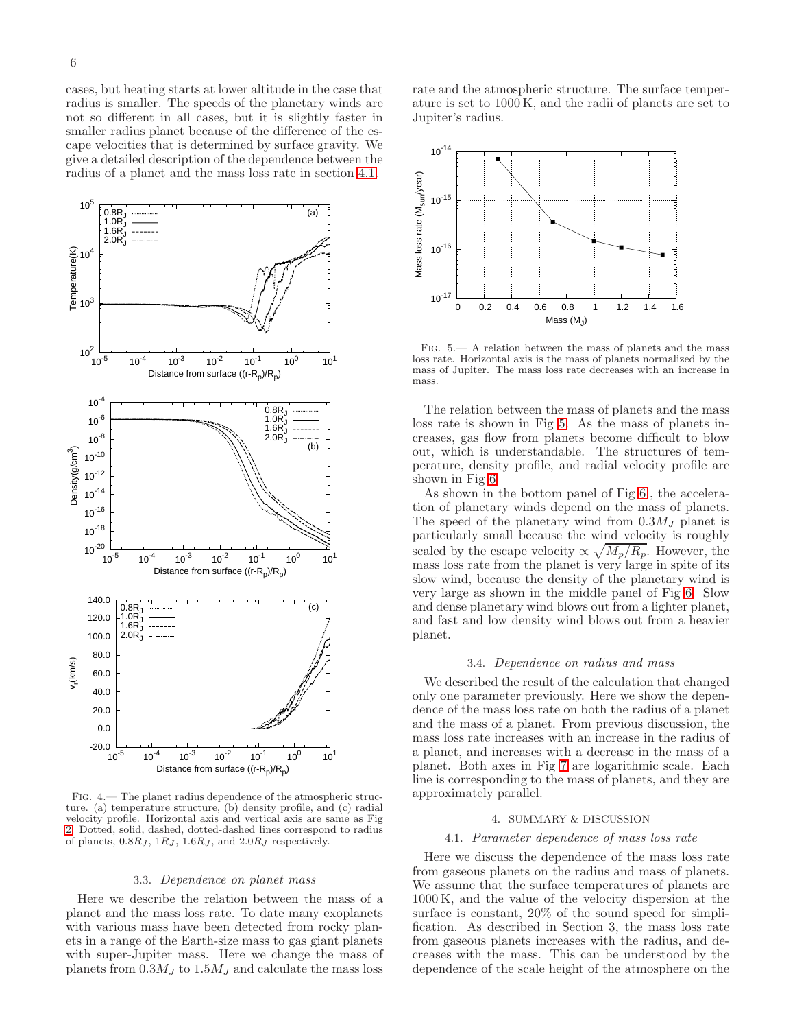cases, but heating starts at lower altitude in the case that radius is smaller. The speeds of the planetary winds are not so different in all cases, but it is slightly faster in smaller radius planet because of the difference of the escape velocities that is determined by surface gravity. We give a detailed description of the dependence between the radius of a planet and the mass loss rate in section 4.1.

FIG. 4.— The planet radius dependence of the atmospheric structure. (a) temperature structure, (b) density profile, and (c) radial velocity profile. Horizontal axis and vertical axis are same as Fig 2. Dotted, solid, dashed, dotted-dashed lines correspond to radius of planets, $0.8R_J$, $1R_J$, $1.6R_J$, and $2.0R_J$ respectively.

### 3.3. *Dependence on planet mass*

Here we describe the relation between the mass of a planet and the mass loss rate. To date many exoplanets with various mass have been detected from rocky planets in a range of the Earth-size mass to gas giant planets with super-Jupiter mass. Here we change the mass of planets from $0.3M_J$ to $1.5M_J$ and calculate the mass loss rate and the atmospheric structure. The surface temperature is set to 1000 K, and the radii of planets are set to Jupiter's radius.

FIG. 5.— A relation between the mass of planets and the mass loss rate. Horizontal axis is the mass of planets normalized by the mass of Jupiter. The mass loss rate decreases with an increase in mass.

The relation between the mass of planets and the mass loss rate is shown in Fig 5. As the mass of planets increases, gas flow from planets become difficult to blow out, which is understandable. The structures of temperature, density profile, and radial velocity profile are shown in Fig 6.

As shown in the bottom panel of Fig 6, the acceleration of planetary winds depend on the mass of planets. The speed of the planetary wind from $0.3M_J$ planet is particularly small because the wind velocity is roughly scaled by the escape velocity $\propto \sqrt{M_p/R_p}$. However, the mass loss rate from the planet is very large in spite of its slow wind, because the density of the planetary wind is very large as shown in the middle panel of Fig 6. Slow and dense planetary wind blows out from a lighter planet, and fast and low density wind blows out from a heavier planet.

### 3.4. *Dependence on radius and mass*

We described the result of the calculation that changed only one parameter previously. Here we show the dependence of the mass loss rate on both the radius of a planet and the mass of a planet. From previous discussion, the mass loss rate increases with an increase in the radius of a planet, and increases with a decrease in the mass of a planet. Both axes in Fig 7 are logarithmic scale. Each line is corresponding to the mass of planets, and they are approximately parallel.

## 4. SUMMARY & DISCUSSION

### 4.1. *Parameter dependence of mass loss rate*

Here we discuss the dependence of the mass loss rate from gaseous planets on the radius and mass of planets. We assume that the surface temperatures of planets are 1000 K, and the value of the velocity dispersion at the surface is constant, 20% of the sound speed for simplification. As described in Section 3, the mass loss rate from gaseous planets increases with the radius, and decreases with the mass. This can be understood by the dependence of the scale height of the atmosphere on the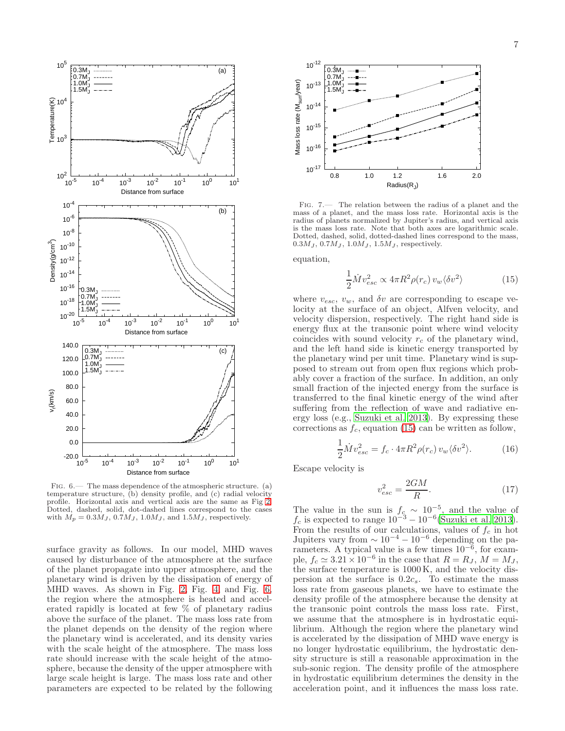FIG. 6.— The mass dependence of the atmospheric structure. (a) temperature structure, (b) density profile, and (c) radial velocity profile. Horizontal axis and vertical axis are the same as Fig 2. Dotted, dashed, solid, dot-dashed lines correspond to the cases with $M_p = 0.3M_J$, $0.7M_J$, $1.0M_J$, and $1.5M_J$, respectively.

FIG. 7.— The relation between the radius of a planet and the mass of a planet, and the mass loss rate. Horizontal axis is the radius of planets normalized by Jupiter's radius, and vertical axis is the mass loss rate. Note that both axes are logarithmic scale. Dotted, dashed, solid, dotted-dashed lines correspond to the mass, $0.3M_J$, $0.7M_J$, $1.0M_J$, $1.5M_J$, respectively.

surface gravity as follows. In our model, MHD waves caused by disturbance of the atmosphere at the surface of the planet propagate into upper atmosphere, and the planetary wind is driven by the dissipation of energy of MHD waves. As shown in Fig. 2, Fig. 4, and Fig. 6, the region where the atmosphere is heated and accelerated rapidly is located at few % of planetary radius above the surface of the planet. The mass loss rate from the planet depends on the density of the region where the planetary wind is accelerated, and its density varies with the scale height of the atmosphere. The mass loss rate should increase with the scale height of the atmosphere, because the density of the upper atmosphere with large scale height is large. The mass loss rate and other parameters are expected to be related by the following equation,

$$\frac{1}{2}\dot{M}v_{esc}^2 \propto 4\pi R^2 \rho(r_c)\, v_w \langle \delta v^2 \rangle \tag{15}$$

where $v_{esc}$, $v_w$, and $\delta v$ are corresponding to escape velocity at the surface of an object, Alfven velocity, and velocity dispersion, respectively. The right hand side is energy flux at the transonic point where wind velocity coincides with sound velocity $r_c$ of the planetary wind, and the left hand side is kinetic energy transported by the planetary wind per unit time. Planetary wind is supposed to stream out from open flux regions which probably cover a fraction of the surface. In addition, an only small fraction of the injected energy from the surface is transferred to the final kinetic energy of the wind after suffering from the reflection of wave and radiative energy loss (e.g., Suzuki et al. 2013). By expressing these corrections as $f_c$, equation (15) can be written as follow,

$$\frac{1}{2}\dot{M}v_{esc}^2 = f_c \cdot 4\pi R^2 \rho(r_c)\, v_w \langle \delta v^2 \rangle. \tag{16}$$

Escape velocity is

$$v_{esc}^2 = \frac{2GM}{R}. \tag{17}$$

The value in the sun is $f_c \sim 10^{-5}$, and the value of $f_c$ is expected to range $10^{-3} - 10^{-6}$(Suzuki et al. 2013). From the results of our calculations, values of $f_c$ in hot Jupiters vary from $\sim 10^{-4} - 10^{-6}$ depending on the parameters. A typical value is a few times $10^{-6}$, for example, $f_c \simeq 3.21 \times 10^{-6}$ in the case that $R = R_J$, $M = M_J$, the surface temperature is 1000 K, and the velocity dispersion at the surface is $0.2c_s$. To estimate the mass loss rate from gaseous planets, we have to estimate the density profile of the atmosphere because the density at the transonic point controls the mass loss rate. First, we assume that the atmosphere is in hydrostatic equilibrium. Although the region where the planetary wind is accelerated by the dissipation of MHD wave energy is no longer hydrostatic equilibrium, the hydrostatic density structure is still a reasonable approximation in the sub-sonic region. The density profile of the atmosphere in hydrostatic equilibrium determines the density in the acceleration point, and it influences the mass loss rate.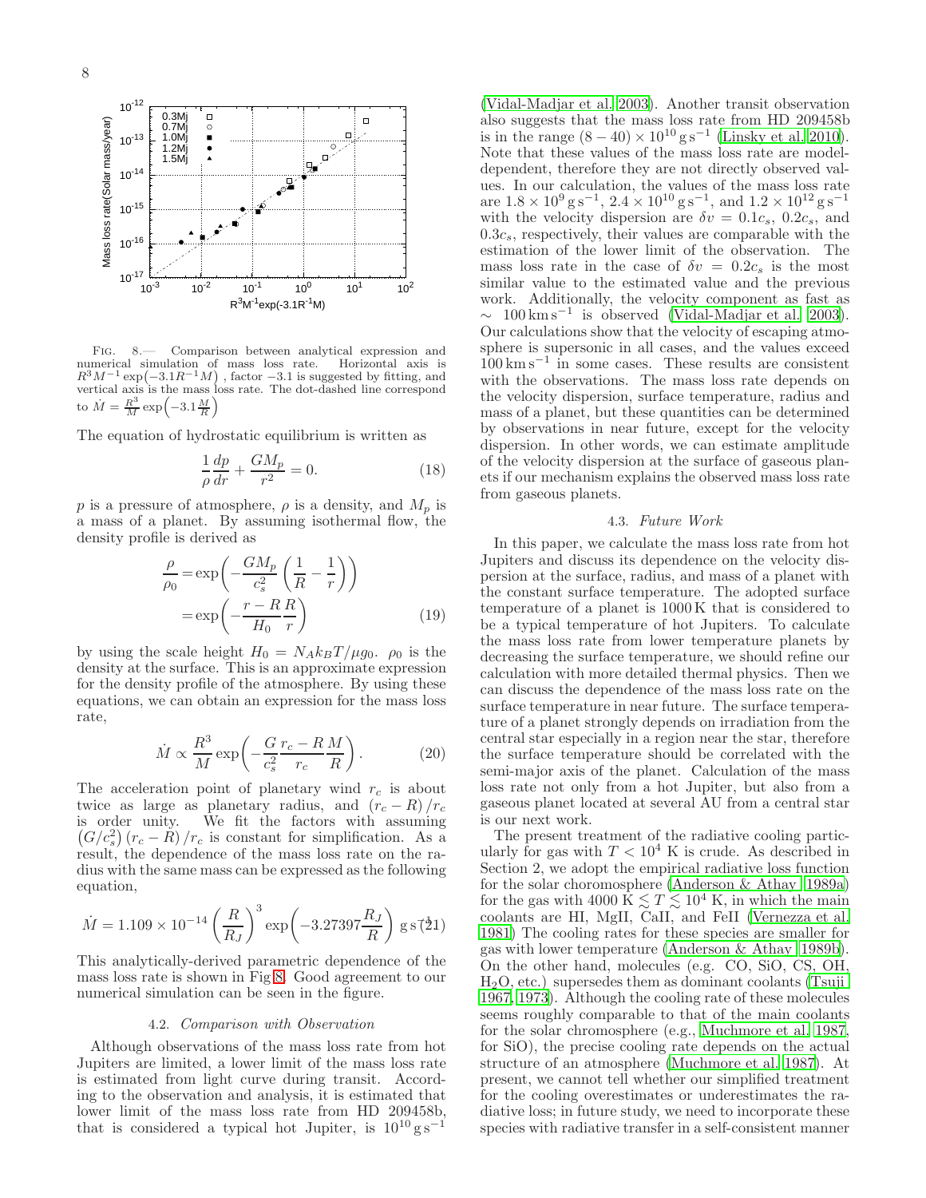FIG. 8.— Comparison between analytical expression and numerical simulation of mass loss rate. Horizontal axis is $R^3M^{-1}\exp\left(-3.1R^{-1}M\right)$ , factor $-3.1$ is suggested by fitting, and vertical axis is the mass loss rate. The dot-dashed line correspond to $\dot{M} = \frac{R^3}{M}\exp\left(-3.1\frac{M}{R}\right)$

The equation of hydrostatic equilibrium is written as

$$\frac{1}{\rho}\frac{dp}{dr} + \frac{GM_p}{r^2} = 0. \tag{18}$$

$p$ is a pressure of atmosphere, $\rho$ is a density, and $M_p$ is a mass of a planet. By assuming isothermal flow, the density profile is derived as

$$\begin{aligned}\frac{\rho}{\rho_0} &= \exp\left(-\frac{GM_p}{c_s^2}\left(\frac{1}{R} - \frac{1}{r}\right)\right)\\ &= \exp\left(-\frac{r-R}{H_0}\frac{R}{r}\right)\end{aligned} \tag{19}$$

by using the scale height $H_0 = N_A k_B T/\mu g_0$. $\rho_0$ is the density at the surface. This is an approximate expression for the density profile of the atmosphere. By using these equations, we can obtain an expression for the mass loss rate,

$$\dot{M} \propto \frac{R^3}{M}\exp\left(-\frac{G}{c_s^2}\frac{r_c - R}{r_c}\frac{M}{R}\right). \tag{20}$$

The acceleration point of planetary wind $r_c$ is about twice as large as planetary radius, and $(r_c - R)/r_c$ is order unity. We fit the factors with assuming $\left(G/c_s^2\right)(r_c - R)/r_c$ is constant for simplification. As a result, the dependence of the mass loss rate on the radius with the same mass can be expressed as the following equation,

$$\dot{M} = 1.109 \times 10^{-14}\left(\frac{R}{R_J}\right)^3 \exp\left(-3.27397\frac{R_J}{R}\right)\ \mathrm{g\,s^{-1}} \tag{21}$$

This analytically-derived parametric dependence of the mass loss rate is shown in Fig 8. Good agreement to our numerical simulation can be seen in the figure.

### 4.2. *Comparison with Observation*

Although observations of the mass loss rate from hot Jupiters are limited, a lower limit of the mass loss rate is estimated from light curve during transit. According to the observation and analysis, it is estimated that lower limit of the mass loss rate from HD 209458b, that is considered a typical hot Jupiter, is $10^{10}\,\mathrm{g\,s^{-1}}$ (Vidal-Madjar et al. 2003). Another transit observation also suggests that the mass loss rate from HD 209458b is in the range $(8-40)\times 10^{10}\,\mathrm{g\,s^{-1}}$ (Linsky et al. 2010). Note that these values of the mass loss rate are model-dependent, therefore they are not directly observed values. In our calculation, the values of the mass loss rate are $1.8\times 10^{9}\,\mathrm{g\,s^{-1}}$, $2.4\times 10^{10}\,\mathrm{g\,s^{-1}}$, and $1.2\times 10^{12}\,\mathrm{g\,s^{-1}}$ with the velocity dispersion are $\delta v = 0.1c_s$, $0.2c_s$, and $0.3c_s$, respectively, their values are comparable with the estimation of the lower limit of the observation. The mass loss rate in the case of $\delta v = 0.2c_s$ is the most similar value to the estimated value and the previous work. Additionally, the velocity component as fast as $\sim\ 100\,\mathrm{km\,s^{-1}}$ is observed (Vidal-Madjar et al. 2003). Our calculations show that the velocity of escaping atmosphere is supersonic in all cases, and the values exceed $100\,\mathrm{km\,s^{-1}}$ in some cases. These results are consistent with the observations. The mass loss rate depends on the velocity dispersion, surface temperature, radius and mass of a planet, but these quantities can be determined by observations in near future, except for the velocity dispersion. In other words, we can estimate amplitude of the velocity dispersion at the surface of gaseous planets if our mechanism explains the observed mass loss rate from gaseous planets.

### 4.3. *Future Work*

In this paper, we calculate the mass loss rate from hot Jupiters and discuss its dependence on the velocity dispersion at the surface, radius, and mass of a planet with the constant surface temperature. The adopted surface temperature of a planet is 1000 K that is considered to be a typical temperature of hot Jupiters. To calculate the mass loss rate from lower temperature planets by decreasing the surface temperature, we should refine our calculation with more detailed thermal physics. Then we can discuss the dependence of the mass loss rate on the surface temperature in near future. The surface temperature of a planet strongly depends on irradiation from the central star especially in a region near the star, therefore the surface temperature should be correlated with the semi-major axis of the planet. Calculation of the mass loss rate not only from a hot Jupiter, but also from a gaseous planet located at several AU from a central star is our next work.

The present treatment of the radiative cooling particularly for gas with $T < 10^4$ K is crude. As described in Section 2, we adopt the empirical radiative loss function for the solar choromosphere (Anderson & Athay 1989a) for the gas with $4000\ \mathrm{K} \lesssim T \lesssim 10^4$ K, in which the main coolants are HI, MgII, CaII, and FeII (Vernezza et al. 1981) The cooling rates for these species are smaller for gas with lower temperature (Anderson & Athay 1989b). On the other hand, molecules (e.g. CO, SiO, CS, OH, $H_2O$, etc.) supersedes them as dominant coolants (Tsuji 1967, 1973). Although the cooling rate of these molecules seems roughly comparable to that of the main coolants for the solar chromosphere (e.g., Muchmore et al. 1987, for SiO), the precise cooling rate depends on the actual structure of an atmosphere (Muchmore et al. 1987). At present, we cannot tell whether our simplified treatment for the cooling overestimates or underestimates the radiative loss; in future study, we need to incorporate these species with radiative transfer in a self-consistent manner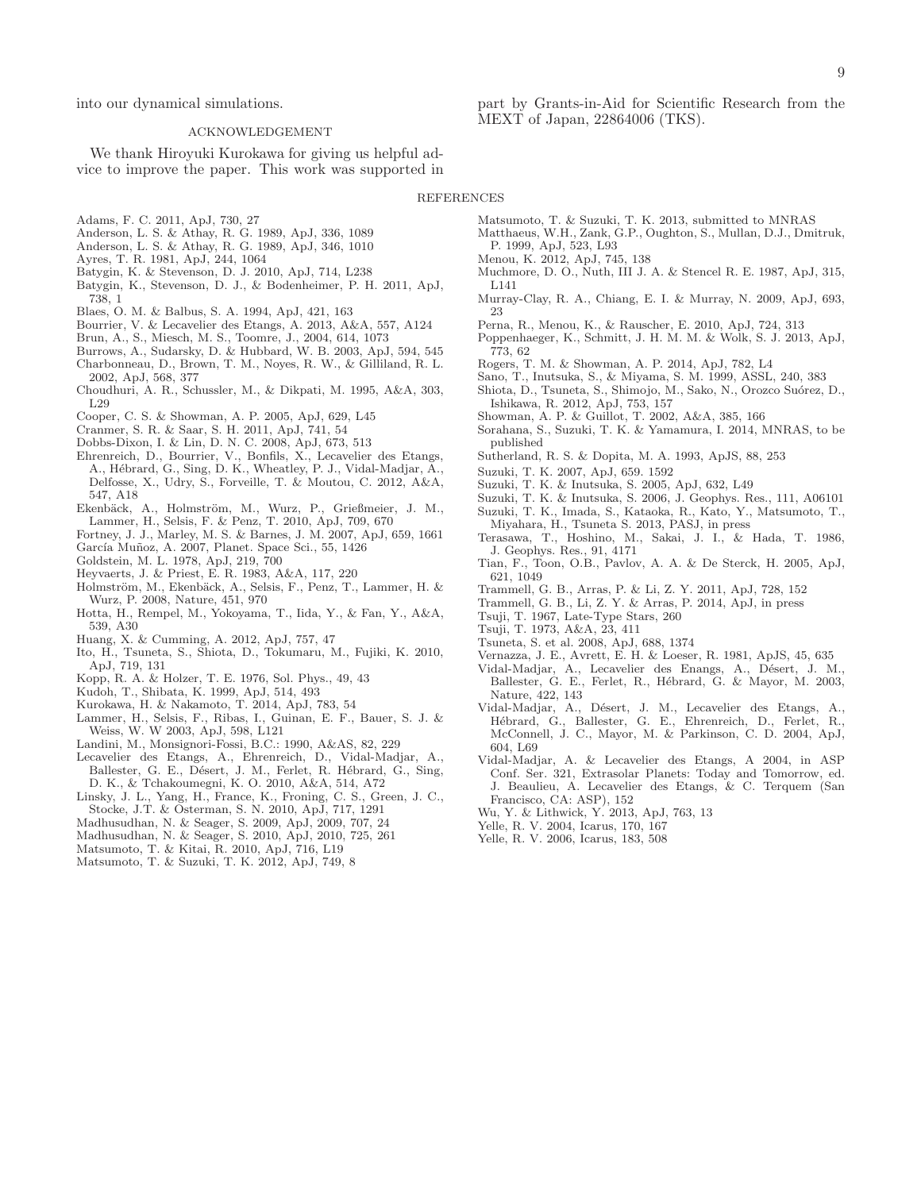into our dynamical simulations.

## ACKNOWLEDGEMENT

We thank Hiroyuki Kurokawa for giving us helpful advice to improve the paper. This work was supported in part by Grants-in-Aid for Scientific Research from the MEXT of Japan, 22864006 (TKS).

## REFERENCES

Adams, F. C. 2011, ApJ, 730, 27
Anderson, L. S. & Athay, R. G. 1989, ApJ, 336, 1089
Anderson, L. S. & Athay, R. G. 1989, ApJ, 346, 1010
Ayres, T. R. 1981, ApJ, 244, 1064
Batygin, K. & Stevenson, D. J. 2010, ApJ, 714, L238
Batygin, K., Stevenson, D. J., & Bodenheimer, P. H. 2011, ApJ, 738, 1
Blaes, O. M. & Balbus, S. A. 1994, ApJ, 421, 163
Bourrier, V. & Lecavelier des Etangs, A. 2013, A&A, 557, A124
Brun, A., S., Miesch, M. S., Toomre, J., 2004, 614, 1073
Burrows, A., Sudarsky, D. & Hubbard, W. B. 2003, ApJ, 594, 545
Charbonneau, D., Brown, T. M., Noyes, R. W., & Gilliland, R. L. 2002, ApJ, 568, 377
Choudhuri, A. R., Schussler, M., & Dikpati, M. 1995, A&A, 303, L29
Cooper, C. S. & Showman, A. P. 2005, ApJ, 629, L45
Cranmer, S. R. & Saar, S. H. 2011, ApJ, 741, 54
Dobbs-Dixon, I. & Lin, D. N. C. 2008, ApJ, 673, 513
Ehrenreich, D., Bourrier, V., Bonfils, X., Lecavelier des Etangs, A., Hébrard, G., Sing, D. K., Wheatley, P. J., Vidal-Madjar, A., Delfosse, X., Udry, S., Forveille, T. & Moutou, C. 2012, A&A, 547, A18
Ekenbäck, A., Holmström, M., Wurz, P., Grießmeier, J. M., Lammer, H., Selsis, F. & Penz, T. 2010, ApJ, 709, 670
Fortney, J. J., Marley, M. S. & Barnes, J. M. 2007, ApJ, 659, 1661
García Muñoz, A. 2007, Planet. Space Sci., 55, 1426
Goldstein, M. L. 1978, ApJ, 219, 700
Heyvaerts, J. & Priest, E. R. 1983, A&A, 117, 220
Holmström, M., Ekenbäck, A., Selsis, F., Penz, T., Lammer, H. & Wurz, P. 2008, Nature, 451, 970
Hotta, H., Rempel, M., Yokoyama, T., Iida, Y., & Fan, Y., A&A, 539, A30
Huang, X. & Cumming, A. 2012, ApJ, 757, 47
Ito, H., Tsuneta, S., Shiota, D., Tokumaru, M., Fujiki, K. 2010, ApJ, 719, 131
Kopp, R. A. & Holzer, T. E. 1976, Sol. Phys., 49, 43
Kudoh, T., Shibata, K. 1999, ApJ, 514, 493
Kurokawa, H. & Nakamoto, T. 2014, ApJ, 783, 54
Lammer, H., Selsis, F., Ribas, I., Guinan, E. F., Bauer, S. J. & Weiss, W. W 2003, ApJ, 598, L121
Landini, M., Monsignori-Fossi, B.C.: 1990, A&AS, 82, 229
Lecavelier des Etangs, A., Ehrenreich, D., Vidal-Madjar, A., Ballester, G. E., Désert, J. M., Ferlet, R. Hébrard, G., Sing, D. K., & Tchakoumegni, K. O. 2010, A&A, 514, A72
Linsky, J. L., Yang, H., France, K., Froning, C. S., Green, J. C., Stocke, J.T. & Osterman, S. N. 2010, ApJ, 717, 1291
Madhusudhan, N. & Seager, S. 2009, ApJ, 2009, 707, 24
Madhusudhan, N. & Seager, S. 2010, ApJ, 2010, 725, 261
Matsumoto, T. & Kitai, R. 2010, ApJ, 716, L19
Matsumoto, T. & Suzuki, T. K. 2012, ApJ, 749, 8
Matsumoto, T. & Suzuki, T. K. 2013, submitted to MNRAS
Matthaeus, W.H., Zank, G.P., Oughton, S., Mullan, D.J., Dmitruk, P. 1999, ApJ, 523, L93
Menou, K. 2012, ApJ, 745, 138
Muchmore, D. O., Nuth, III J. A. & Stencel R. E. 1987, ApJ, 315, L141
Murray-Clay, R. A., Chiang, E. I. & Murray, N. 2009, ApJ, 693, 23
Perna, R., Menou, K., & Rauscher, E. 2010, ApJ, 724, 313
Poppenhaeger, K., Schmitt, J. H. M. M. & Wolk, S. J. 2013, ApJ, 773, 62
Rogers, T. M. & Showman, A. P. 2014, ApJ, 782, L4
Sano, T., Inutsuka, S., & Miyama, S. M. 1999, ASSL, 240, 383
Shiota, D., Tsuneta, S., Shimojo, M., Sako, N., Orozco Suórez, D., Ishikawa, R. 2012, ApJ, 753, 157
Showman, A. P. & Guillot, T. 2002, A&A, 385, 166
Sorahana, S., Suzuki, T. K. & Yamamura, I. 2014, MNRAS, to be published
Sutherland, R. S. & Dopita, M. A. 1993, ApJS, 88, 253
Suzuki, T. K. 2007, ApJ, 659. 1592
Suzuki, T. K. & Inutsuka, S. 2005, ApJ, 632, L49
Suzuki, T. K. & Inutsuka, S. 2006, J. Geophys. Res., 111, A06101
Suzuki, T. K., Imada, S., Kataoka, R., Kato, Y., Matsumoto, T., Miyahara, H., Tsuneta S. 2013, PASJ, in press
Terasawa, T., Hoshino, M., Sakai, J. I., & Hada, T. 1986, J. Geophys. Res., 91, 4171
Tian, F., Toon, O.B., Pavlov, A. A. & De Sterck, H. 2005, ApJ, 621, 1049
Trammell, G. B., Arras, P. & Li, Z. Y. 2011, ApJ, 728, 152
Trammell, G. B., Li, Z. Y. & Arras, P. 2014, ApJ, in press
Tsuji, T. 1967, Late-Type Stars, 260
Tsuji, T. 1973, A&A, 23, 411
Tsuneta, S. et al. 2008, ApJ, 688, 1374
Vernazza, J. E., Avrett, E. H. & Loeser, R. 1981, ApJS, 45, 635
Vidal-Madjar, A., Lecavelier des Enangs, A., Désert, J. M., Ballester, G. E., Ferlet, R., Hébrard, G. & Mayor, M. 2003, Nature, 422, 143
Vidal-Madjar, A., Désert, J. M., Lecavelier des Etangs, A., Hébrard, G., Ballester, G. E., Ehrenreich, D., Ferlet, R., McConnell, J. C., Mayor, M. & Parkinson, C. D. 2004, ApJ, 604, L69
Vidal-Madjar, A. & Lecavelier des Etangs, A 2004, in ASP Conf. Ser. 321, Extrasolar Planets: Today and Tomorrow, ed. J. Beaulieu, A. Lecavelier des Etangs, & C. Terquem (San Francisco, CA: ASP), 152
Wu, Y. & Lithwick, Y. 2013, ApJ, 763, 13
Yelle, R. V. 2004, Icarus, 170, 167
Yelle, R. V. 2006, Icarus, 183, 508